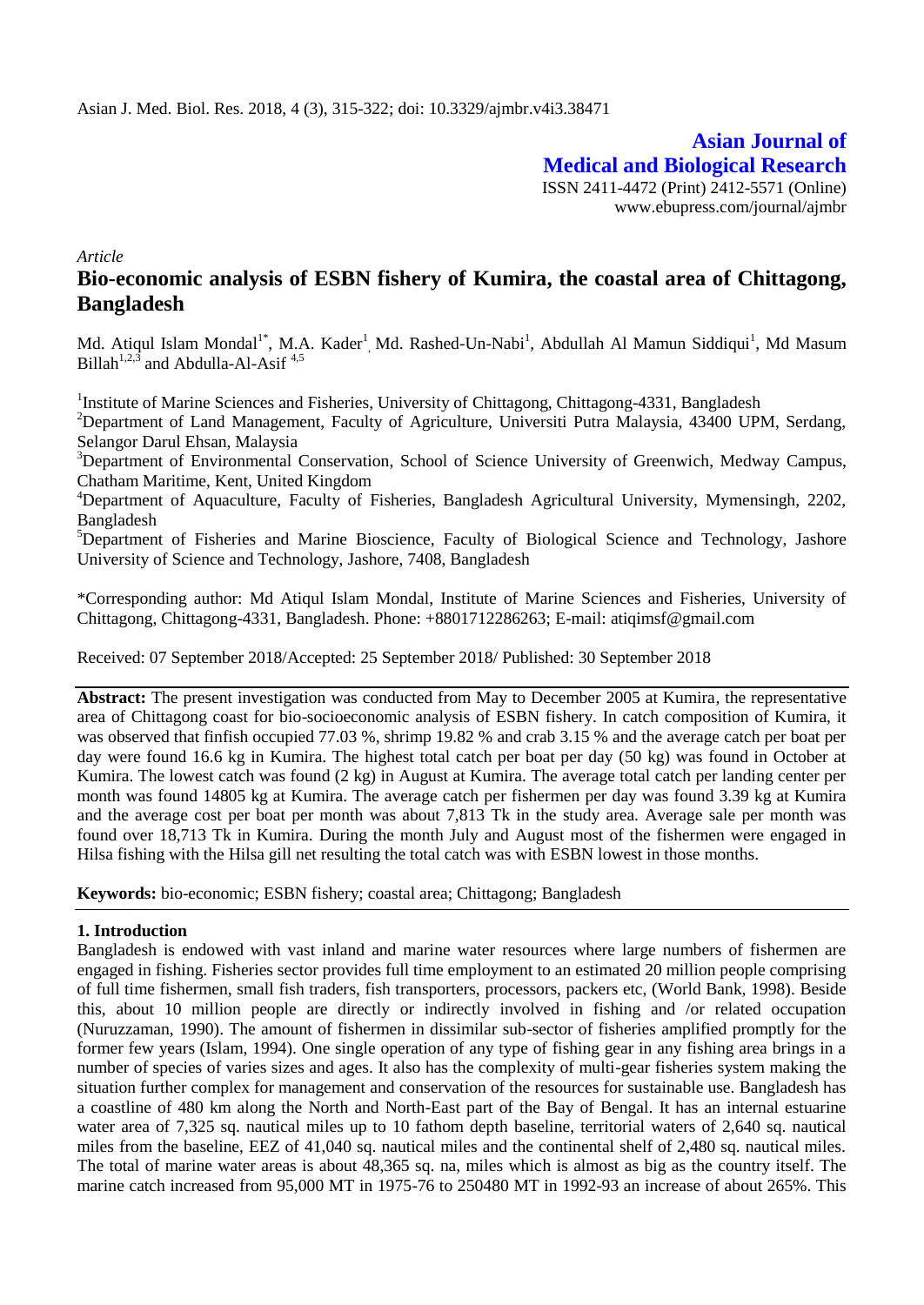Asian J. Med. Biol. Res. 2018, 4 (3), 315-322; doi: 10.3329/ajmbr.v4i3.38471

**Asian Journal of Medical and Biological Research**

ISSN 2411-4472 (Print) 2412-5571 (Online)
www.ebupress.com/journal/ajmbr

*Article*

# Bio-economic analysis of ESBN fishery of Kumira, the coastal area of Chittagong, Bangladesh

Md. Atiqul Islam Mondal[1*], M.A. Kader[1], Md. Rashed-Un-Nabi[1], Abdullah Al Mamun Siddiqui[1], Md Masum Billah[1,2,3] and Abdulla-Al-Asif [4,5]

[1]Institute of Marine Sciences and Fisheries, University of Chittagong, Chittagong-4331, Bangladesh

[2]Department of Land Management, Faculty of Agriculture, Universiti Putra Malaysia, 43400 UPM, Serdang, Selangor Darul Ehsan, Malaysia

[3]Department of Environmental Conservation, School of Science University of Greenwich, Medway Campus, Chatham Maritime, Kent, United Kingdom

[4]Department of Aquaculture, Faculty of Fisheries, Bangladesh Agricultural University, Mymensingh, 2202, Bangladesh

[5]Department of Fisheries and Marine Bioscience, Faculty of Biological Science and Technology, Jashore University of Science and Technology, Jashore, 7408, Bangladesh

*Corresponding author: Md Atiqul Islam Mondal, Institute of Marine Sciences and Fisheries, University of Chittagong, Chittagong-4331, Bangladesh. Phone: +8801712286263; E-mail: atiqimsf@gmail.com

Received: 07 September 2018/Accepted: 25 September 2018/ Published: 30 September 2018

**Abstract:** The present investigation was conducted from May to December 2005 at Kumira, the representative area of Chittagong coast for bio-socioeconomic analysis of ESBN fishery. In catch composition of Kumira, it was observed that finfish occupied 77.03 %, shrimp 19.82 % and crab 3.15 % and the average catch per boat per day were found 16.6 kg in Kumira. The highest total catch per boat per day (50 kg) was found in October at Kumira. The lowest catch was found (2 kg) in August at Kumira. The average total catch per landing center per month was found 14805 kg at Kumira. The average catch per fishermen per day was found 3.39 kg at Kumira and the average cost per boat per month was about 7,813 Tk in the study area. Average sale per month was found over 18,713 Tk in Kumira. During the month July and August most of the fishermen were engaged in Hilsa fishing with the Hilsa gill net resulting the total catch was with ESBN lowest in those months.

**Keywords:** bio-economic; ESBN fishery; coastal area; Chittagong; Bangladesh

## 1. Introduction

Bangladesh is endowed with vast inland and marine water resources where large numbers of fishermen are engaged in fishing. Fisheries sector provides full time employment to an estimated 20 million people comprising of full time fishermen, small fish traders, fish transporters, processors, packers etc, (World Bank, 1998). Beside this, about 10 million people are directly or indirectly involved in fishing and /or related occupation (Nuruzzaman, 1990). The amount of fishermen in dissimilar sub-sector of fisheries amplified promptly for the former few years (Islam, 1994). One single operation of any type of fishing gear in any fishing area brings in a number of species of varies sizes and ages. It also has the complexity of multi-gear fisheries system making the situation further complex for management and conservation of the resources for sustainable use. Bangladesh has a coastline of 480 km along the North and North-East part of the Bay of Bengal. It has an internal estuarine water area of 7,325 sq. nautical miles up to 10 fathom depth baseline, territorial waters of 2,640 sq. nautical miles from the baseline, EEZ of 41,040 sq. nautical miles and the continental shelf of 2,480 sq. nautical miles. The total of marine water areas is about 48,365 sq. na, miles which is almost as big as the country itself. The marine catch increased from 95,000 MT in 1975-76 to 250480 MT in 1992-93 an increase of about 265%. This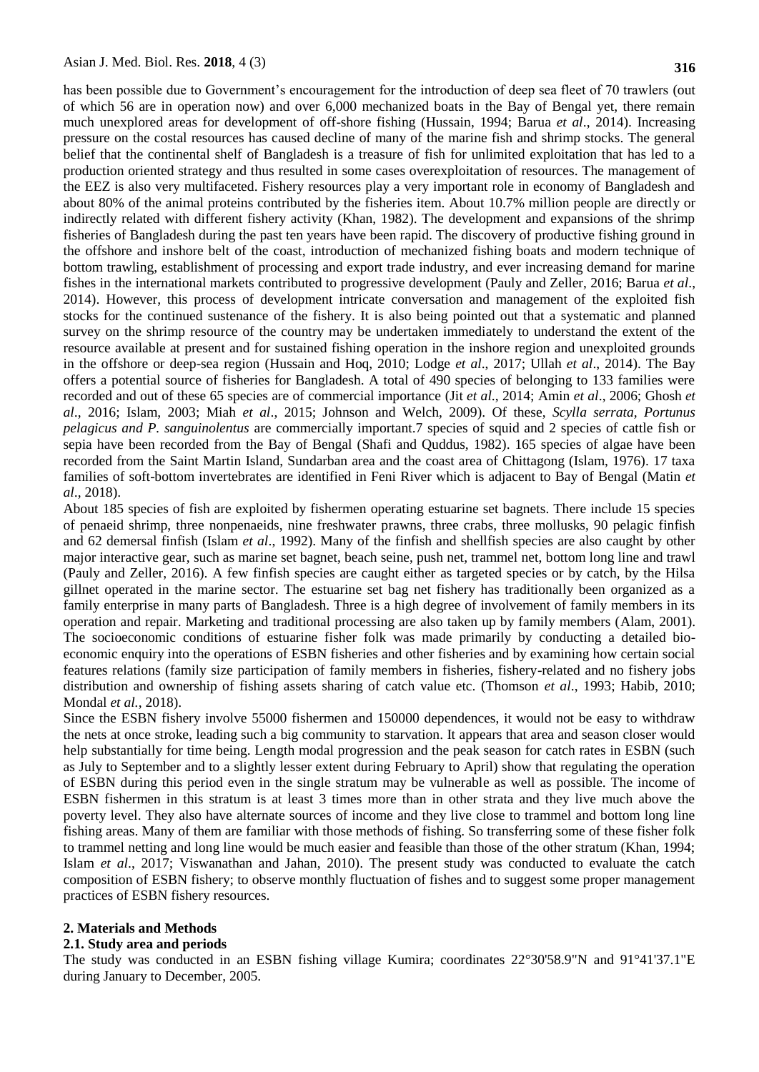has been possible due to Government's encouragement for the introduction of deep sea fleet of 70 trawlers (out of which 56 are in operation now) and over 6,000 mechanized boats in the Bay of Bengal yet, there remain much unexplored areas for development of off-shore fishing (Hussain, 1994; Barua *et al*., 2014). Increasing pressure on the costal resources has caused decline of many of the marine fish and shrimp stocks. The general belief that the continental shelf of Bangladesh is a treasure of fish for unlimited exploitation that has led to a production oriented strategy and thus resulted in some cases overexploitation of resources. The management of the EEZ is also very multifaceted. Fishery resources play a very important role in economy of Bangladesh and about 80% of the animal proteins contributed by the fisheries item. About 10.7% million people are directly or indirectly related with different fishery activity (Khan, 1982). The development and expansions of the shrimp fisheries of Bangladesh during the past ten years have been rapid. The discovery of productive fishing ground in the offshore and inshore belt of the coast, introduction of mechanized fishing boats and modern technique of bottom trawling, establishment of processing and export trade industry, and ever increasing demand for marine fishes in the international markets contributed to progressive development (Pauly and Zeller, 2016; Barua *et al*., 2014). However, this process of development intricate conversation and management of the exploited fish stocks for the continued sustenance of the fishery. It is also being pointed out that a systematic and planned survey on the shrimp resource of the country may be undertaken immediately to understand the extent of the resource available at present and for sustained fishing operation in the inshore region and unexploited grounds in the offshore or deep-sea region (Hussain and Hoq, 2010; Lodge *et al*., 2017; Ullah *et al*., 2014). The Bay offers a potential source of fisheries for Bangladesh. A total of 490 species of belonging to 133 families were recorded and out of these 65 species are of commercial importance (Jit *et al.*, 2014; Amin *et al*., 2006; Ghosh *et al*., 2016; Islam, 2003; Miah *et al*., 2015; Johnson and Welch, 2009). Of these, *Scylla serrata, Portunus pelagicus and P. sanguinolentus* are commercially important.7 species of squid and 2 species of cattle fish or sepia have been recorded from the Bay of Bengal (Shafi and Quddus, 1982). 165 species of algae have been recorded from the Saint Martin Island, Sundarban area and the coast area of Chittagong (Islam, 1976). 17 taxa families of soft-bottom invertebrates are identified in Feni River which is adjacent to Bay of Bengal (Matin *et al*., 2018).

About 185 species of fish are exploited by fishermen operating estuarine set bagnets. There include 15 species of penaeid shrimp, three nonpenaeids, nine freshwater prawns, three crabs, three mollusks, 90 pelagic finfish and 62 demersal finfish (Islam *et al*., 1992). Many of the finfish and shellfish species are also caught by other major interactive gear, such as marine set bagnet, beach seine, push net, trammel net, bottom long line and trawl (Pauly and Zeller, 2016). A few finfish species are caught either as targeted species or by catch, by the Hilsa gillnet operated in the marine sector. The estuarine set bag net fishery has traditionally been organized as a family enterprise in many parts of Bangladesh. Three is a high degree of involvement of family members in its operation and repair. Marketing and traditional processing are also taken up by family members (Alam, 2001). The socioeconomic conditions of estuarine fisher folk was made primarily by conducting a detailed bio-economic enquiry into the operations of ESBN fisheries and other fisheries and by examining how certain social features relations (family size participation of family members in fisheries, fishery-related and no fishery jobs distribution and ownership of fishing assets sharing of catch value etc. (Thomson *et al*., 1993; Habib, 2010; Mondal *et al.*, 2018).

Since the ESBN fishery involve 55000 fishermen and 150000 dependences, it would not be easy to withdraw the nets at once stroke, leading such a big community to starvation. It appears that area and season closer would help substantially for time being. Length modal progression and the peak season for catch rates in ESBN (such as July to September and to a slightly lesser extent during February to April) show that regulating the operation of ESBN during this period even in the single stratum may be vulnerable as well as possible. The income of ESBN fishermen in this stratum is at least 3 times more than in other strata and they live much above the poverty level. They also have alternate sources of income and they live close to trammel and bottom long line fishing areas. Many of them are familiar with those methods of fishing. So transferring some of these fisher folk to trammel netting and long line would be much easier and feasible than those of the other stratum (Khan, 1994; Islam *et al*., 2017; Viswanathan and Jahan, 2010). The present study was conducted to evaluate the catch composition of ESBN fishery; to observe monthly fluctuation of fishes and to suggest some proper management practices of ESBN fishery resources.

## 2. Materials and Methods

### 2.1. Study area and periods

The study was conducted in an ESBN fishing village Kumira; coordinates 22°30'58.9"N and 91°41'37.1"E during January to December, 2005.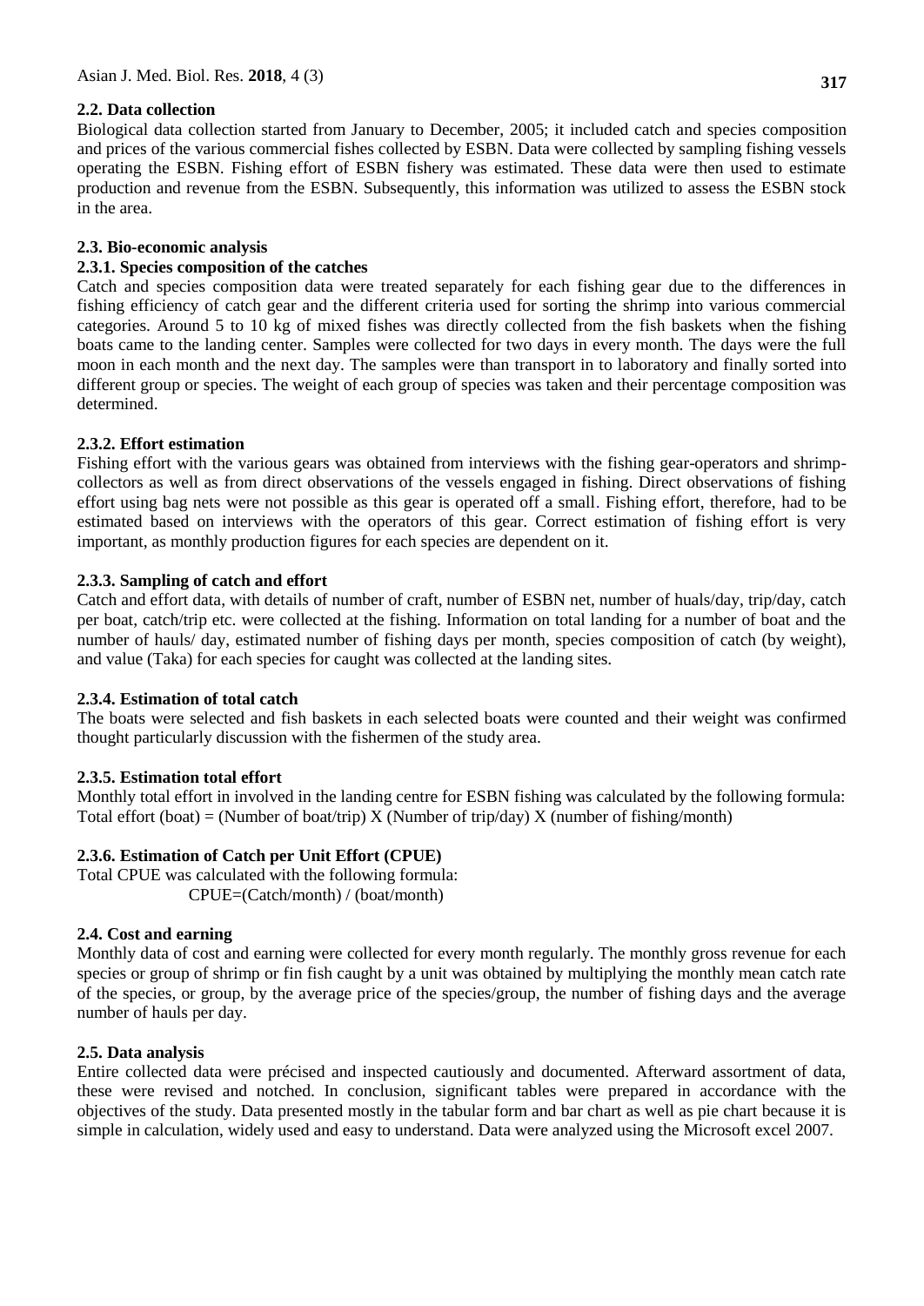### 2.2. Data collection

Biological data collection started from January to December, 2005; it included catch and species composition and prices of the various commercial fishes collected by ESBN. Data were collected by sampling fishing vessels operating the ESBN. Fishing effort of ESBN fishery was estimated. These data were then used to estimate production and revenue from the ESBN. Subsequently, this information was utilized to assess the ESBN stock in the area.

### 2.3. Bio-economic analysis

#### 2.3.1. Species composition of the catches

Catch and species composition data were treated separately for each fishing gear due to the differences in fishing efficiency of catch gear and the different criteria used for sorting the shrimp into various commercial categories. Around 5 to 10 kg of mixed fishes was directly collected from the fish baskets when the fishing boats came to the landing center. Samples were collected for two days in every month. The days were the full moon in each month and the next day. The samples were than transport in to laboratory and finally sorted into different group or species. The weight of each group of species was taken and their percentage composition was determined.

#### 2.3.2. Effort estimation

Fishing effort with the various gears was obtained from interviews with the fishing gear-operators and shrimp-collectors as well as from direct observations of the vessels engaged in fishing. Direct observations of fishing effort using bag nets were not possible as this gear is operated off a small. Fishing effort, therefore, had to be estimated based on interviews with the operators of this gear. Correct estimation of fishing effort is very important, as monthly production figures for each species are dependent on it.

#### 2.3.3. Sampling of catch and effort

Catch and effort data, with details of number of craft, number of ESBN net, number of huals/day, trip/day, catch per boat, catch/trip etc. were collected at the fishing. Information on total landing for a number of boat and the number of hauls/ day, estimated number of fishing days per month, species composition of catch (by weight), and value (Taka) for each species for caught was collected at the landing sites.

#### 2.3.4. Estimation of total catch

The boats were selected and fish baskets in each selected boats were counted and their weight was confirmed thought particularly discussion with the fishermen of the study area.

#### 2.3.5. Estimation total effort

Monthly total effort in involved in the landing centre for ESBN fishing was calculated by the following formula:
Total effort (boat) = (Number of boat/trip) X (Number of trip/day) X (number of fishing/month)

#### 2.3.6. Estimation of Catch per Unit Effort (CPUE)

Total CPUE was calculated with the following formula:

CPUE=(Catch/month) / (boat/month)

### 2.4. Cost and earning

Monthly data of cost and earning were collected for every month regularly. The monthly gross revenue for each species or group of shrimp or fin fish caught by a unit was obtained by multiplying the monthly mean catch rate of the species, or group, by the average price of the species/group, the number of fishing days and the average number of hauls per day.

### 2.5. Data analysis

Entire collected data were précised and inspected cautiously and documented. Afterward assortment of data, these were revised and notched. In conclusion, significant tables were prepared in accordance with the objectives of the study. Data presented mostly in the tabular form and bar chart as well as pie chart because it is simple in calculation, widely used and easy to understand. Data were analyzed using the Microsoft excel 2007.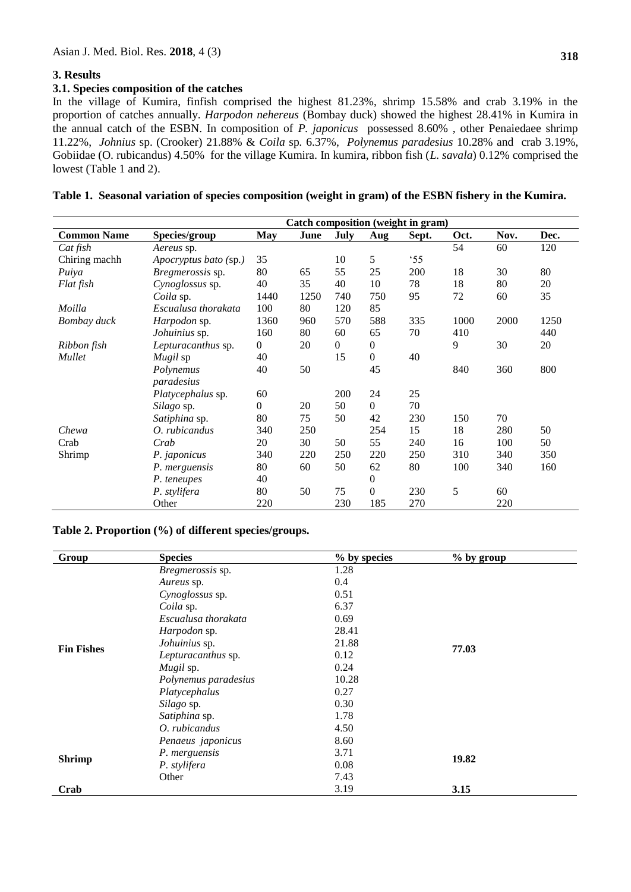## 3. Results

### 3.1. Species composition of the catches

In the village of Kumira, finfish comprised the highest 81.23%, shrimp 15.58% and crab 3.19% in the proportion of catches annually. *Harpodon nehereus* (Bombay duck) showed the highest 28.41% in Kumira in the annual catch of the ESBN. In composition of *P. japonicus* possessed 8.60% , other Penaiedaee shrimp 11.22%, *Johnius* sp. (Crooker) 21.88% & *Coila* sp. 6.37%, *Polynemus paradesius* 10.28% and crab 3.19%, Gobiidae (O. rubicandus) 4.50% for the village Kumira. In kumira, ribbon fish (*L. savala*) 0.12% comprised the lowest (Table 1 and 2).

**Table 1. Seasonal variation of species composition (weight in gram) of the ESBN fishery in the Kumira.**

| | | Catch composition (weight in gram) | | | | | | | |
|---|---|---|---|---|---|---|---|---|---|
| **Common Name** | **Species/group** | **May** | **June** | **July** | **Aug** | **Sept.** | **Oct.** | **Nov.** | **Dec.** |
| *Cat fish* | *Aereus* sp. | | | | | | 54 | 60 | 120 |
| Chiring machh | *Apocryptus bato* (sp.) | 35 | | 10 | 5 | '55 | | | |
| *Puiya* | *Bregmerossis* sp. | 80 | 65 | 55 | 25 | 200 | 18 | 30 | 80 |
| *Flat fish* | *Cynoglossus* sp. | 40 | 35 | 40 | 10 | 78 | 18 | 80 | 20 |
| | *Coila* sp. | 1440 | 1250 | 740 | 750 | 95 | 72 | 60 | 35 |
| *Moilla* | *Escualusa thorakata* | 100 | 80 | 120 | 85 | | | | |
| *Bombay duck* | *Harpodon* sp. | 1360 | 960 | 570 | 588 | 335 | 1000 | 2000 | 1250 |
| | *Johuinius* sp. | 160 | 80 | 60 | 65 | 70 | 410 | | 440 |
| *Ribbon fish* | *Lepturacanthus* sp. | 0 | 20 | 0 | 0 | | 9 | 30 | 20 |
| *Mullet* | *Mugil* sp | 40 | | 15 | 0 | 40 | | | |
| | *Polynemus paradesius* | 40 | 50 | | 45 | | 840 | 360 | 800 |
| | *Platycephalus* sp. | 60 | | 200 | 24 | 25 | | | |
| | *Silago* sp. | 0 | 20 | 50 | 0 | 70 | | | |
| | *Satiphina* sp. | 80 | 75 | 50 | 42 | 230 | 150 | 70 | |
| *Chewa* | *O. rubicandus* | 340 | 250 | | 254 | 15 | 18 | 280 | 50 |
| Crab | *Crab* | 20 | 30 | 50 | 55 | 240 | 16 | 100 | 50 |
| Shrimp | *P. japonicus* | 340 | 220 | 250 | 220 | 250 | 310 | 340 | 350 |
| | *P. merguensis* | 80 | 60 | 50 | 62 | 80 | 100 | 340 | 160 |
| | *P. teneupes* | 40 | | | 0 | | | | |
| | *P. stylifera* | 80 | 50 | 75 | 0 | 230 | 5 | 60 | |
| | Other | 220 | | 230 | 185 | 270 | | 220 | |

**Table 2. Proportion (%) of different species/groups.**

| Group | Species | % by species | % by group |
|---|---|---|---|
| | *Bregmerossis* sp. | 1.28 | |
| | *Aureus* sp. | 0.4 | |
| | *Cynoglossus* sp. | 0.51 | |
| | *Coila* sp. | 6.37 | |
| | *Escualusa thorakata* | 0.69 | |
| | *Harpodon* sp. | 28.41 | |
| **Fin Fishes** | *Johuinius* sp. | 21.88 | **77.03** |
| | *Lepturacanthus* sp. | 0.12 | |
| | *Mugil* sp. | 0.24 | |
| | *Polynemus paradesius* | 10.28 | |
| | *Platycephalus* | 0.27 | |
| | *Silago* sp. | 0.30 | |
| | *Satiphina* sp. | 1.78 | |
| | *O. rubicandus* | 4.50 | |
| | *Penaeus japonicus* | 8.60 | |
| **Shrimp** | *P. merguensis* | 3.71 | **19.82** |
| | *P. stylifera* | 0.08 | |
| | Other | 7.43 | |
| **Crab** | | 3.19 | **3.15** |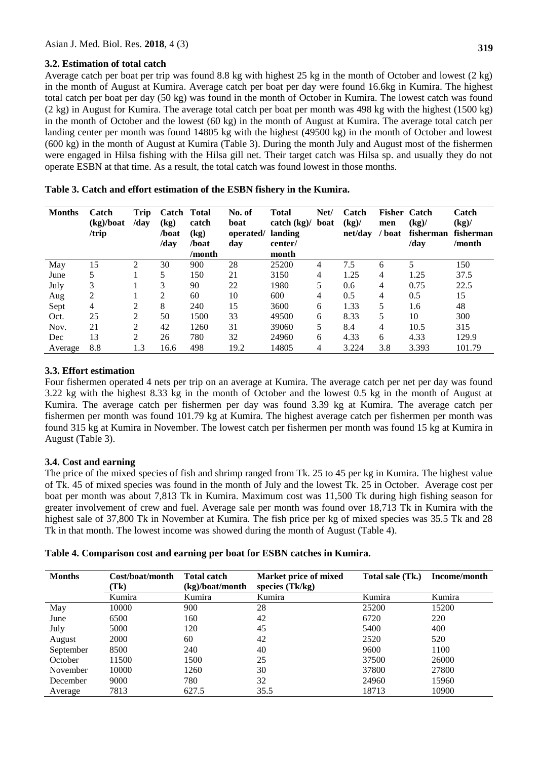### 3.2. Estimation of total catch

Average catch per boat per trip was found 8.8 kg with highest 25 kg in the month of October and lowest (2 kg) in the month of August at Kumira. Average catch per boat per day were found 16.6kg in Kumira. The highest total catch per boat per day (50 kg) was found in the month of October in Kumira. The lowest catch was found (2 kg) in August for Kumira. The average total catch per boat per month was 498 kg with the highest (1500 kg) in the month of October and the lowest (60 kg) in the month of August at Kumira. The average total catch per landing center per month was found 14805 kg with the highest (49500 kg) in the month of October and lowest (600 kg) in the month of August at Kumira (Table 3). During the month July and August most of the fishermen were engaged in Hilsa fishing with the Hilsa gill net. Their target catch was Hilsa sp. and usually they do not operate ESBN at that time. As a result, the total catch was found lowest in those months.

**Table 3. Catch and effort estimation of the ESBN fishery in the Kumira.**

| Months | Catch (kg)/boat /trip | Trip /day | Catch (kg) /boat /day | Total catch (kg) /boat /month | No. of boat operated/ day | Total catch (kg)/ landing center/ month | Net/ boat | Catch (kg)/ net/day | Fisher men / boat | Catch (kg)/ fisherman /day | Catch (kg)/ fisherman /month |
|---|---|---|---|---|---|---|---|---|---|---|---|
| May | 15 | 2 | 30 | 900 | 28 | 25200 | 4 | 7.5 | 6 | 5 | 150 |
| June | 5 | 1 | 5 | 150 | 21 | 3150 | 4 | 1.25 | 4 | 1.25 | 37.5 |
| July | 3 | 1 | 3 | 90 | 22 | 1980 | 5 | 0.6 | 4 | 0.75 | 22.5 |
| Aug | 2 | 1 | 2 | 60 | 10 | 600 | 4 | 0.5 | 4 | 0.5 | 15 |
| Sept | 4 | 2 | 8 | 240 | 15 | 3600 | 6 | 1.33 | 5 | 1.6 | 48 |
| Oct. | 25 | 2 | 50 | 1500 | 33 | 49500 | 6 | 8.33 | 5 | 10 | 300 |
| Nov. | 21 | 2 | 42 | 1260 | 31 | 39060 | 5 | 8.4 | 4 | 10.5 | 315 |
| Dec | 13 | 2 | 26 | 780 | 32 | 24960 | 6 | 4.33 | 6 | 4.33 | 129.9 |
| Average | 8.8 | 1.3 | 16.6 | 498 | 19.2 | 14805 | 4 | 3.224 | 3.8 | 3.393 | 101.79 |

### 3.3. Effort estimation

Four fishermen operated 4 nets per trip on an average at Kumira. The average catch per net per day was found 3.22 kg with the highest 8.33 kg in the month of October and the lowest 0.5 kg in the month of August at Kumira. The average catch per fishermen per day was found 3.39 kg at Kumira. The average catch per fishermen per month was found 101.79 kg at Kumira. The highest average catch per fishermen per month was found 315 kg at Kumira in November. The lowest catch per fishermen per month was found 15 kg at Kumira in August (Table 3).

### 3.4. Cost and earning

The price of the mixed species of fish and shrimp ranged from Tk. 25 to 45 per kg in Kumira. The highest value of Tk. 45 of mixed species was found in the month of July and the lowest Tk. 25 in October. Average cost per boat per month was about 7,813 Tk in Kumira. Maximum cost was 11,500 Tk during high fishing season for greater involvement of crew and fuel. Average sale per month was found over 18,713 Tk in Kumira with the highest sale of 37,800 Tk in November at Kumira. The fish price per kg of mixed species was 35.5 Tk and 28 Tk in that month. The lowest income was showed during the month of August (Table 4).

**Table 4. Comparison cost and earning per boat for ESBN catches in Kumira.**

| Months | Cost/boat/month (Tk) | Total catch (kg)/boat/month | Market price of mixed species (Tk/kg) | Total sale (Tk.) | Income/month |
|---|---|---|---|---|---|
| | Kumira | Kumira | Kumira | Kumira | Kumira |
| May | 10000 | 900 | 28 | 25200 | 15200 |
| June | 6500 | 160 | 42 | 6720 | 220 |
| July | 5000 | 120 | 45 | 5400 | 400 |
| August | 2000 | 60 | 42 | 2520 | 520 |
| September | 8500 | 240 | 40 | 9600 | 1100 |
| October | 11500 | 1500 | 25 | 37500 | 26000 |
| November | 10000 | 1260 | 30 | 37800 | 27800 |
| December | 9000 | 780 | 32 | 24960 | 15960 |
| Average | 7813 | 627.5 | 35.5 | 18713 | 10900 |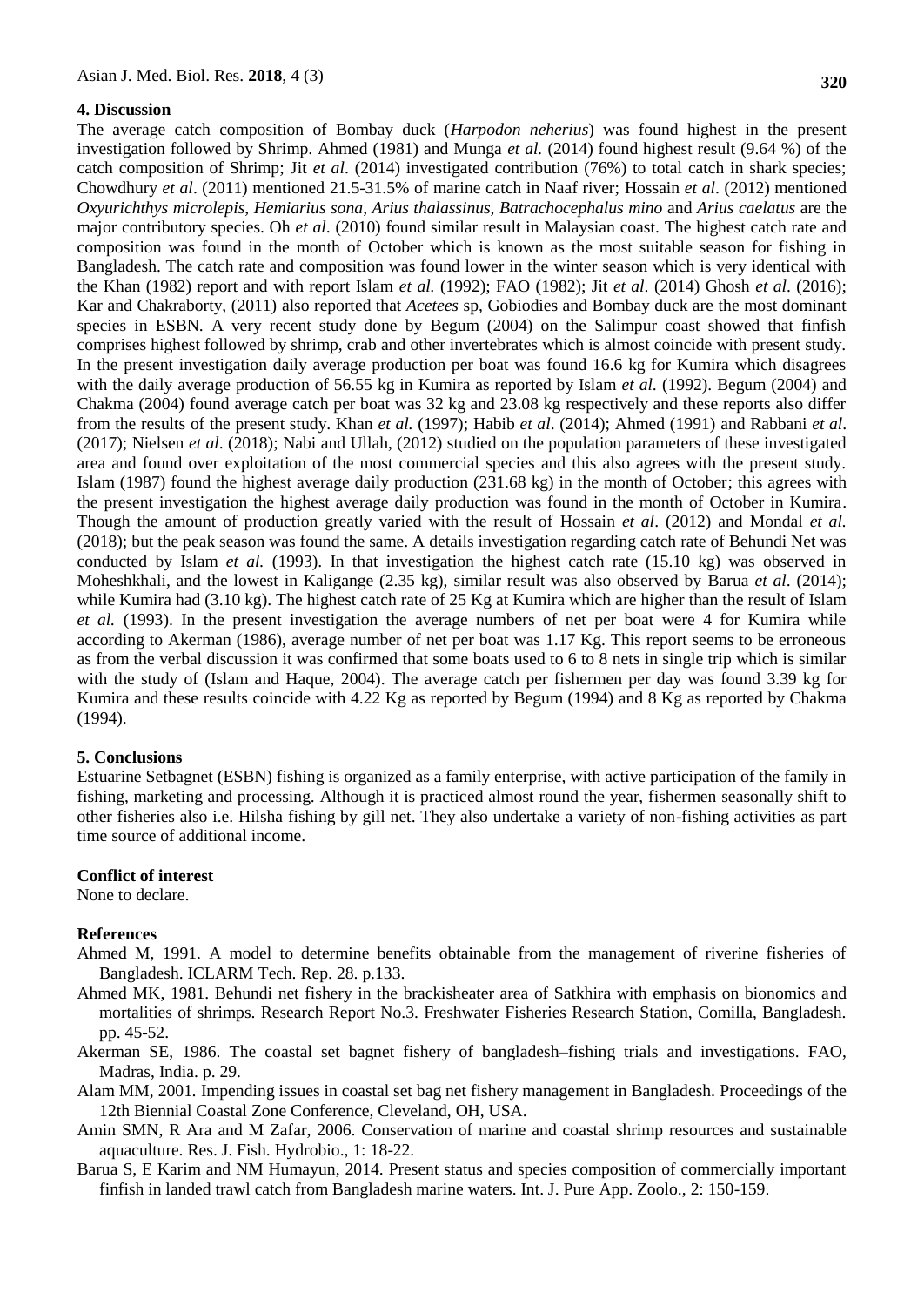## 4. Discussion

The average catch composition of Bombay duck (*Harpodon neherius*) was found highest in the present investigation followed by Shrimp. Ahmed (1981) and Munga *et al.* (2014) found highest result (9.64 %) of the catch composition of Shrimp; Jit *et al*. (2014) investigated contribution (76%) to total catch in shark species; Chowdhury *et al*. (2011) mentioned 21.5-31.5% of marine catch in Naaf river; Hossain *et al*. (2012) mentioned *Oxyurichthys microlepis*, *Hemiarius sona*, *Arius thalassinus, Batrachocephalus mino* and *Arius caelatus* are the major contributory species. Oh *et al*. (2010) found similar result in Malaysian coast. The highest catch rate and composition was found in the month of October which is known as the most suitable season for fishing in Bangladesh. The catch rate and composition was found lower in the winter season which is very identical with the Khan (1982) report and with report Islam *et al.* (1992); FAO (1982); Jit *et al*. (2014) Ghosh *et al*. (2016); Kar and Chakraborty, (2011) also reported that *Acetees* sp, Gobiodies and Bombay duck are the most dominant species in ESBN. A very recent study done by Begum (2004) on the Salimpur coast showed that finfish comprises highest followed by shrimp, crab and other invertebrates which is almost coincide with present study. In the present investigation daily average production per boat was found 16.6 kg for Kumira which disagrees with the daily average production of 56.55 kg in Kumira as reported by Islam *et al*. (1992). Begum (2004) and Chakma (2004) found average catch per boat was 32 kg and 23.08 kg respectively and these reports also differ from the results of the present study. Khan *et al.* (1997); Habib *et al*. (2014); Ahmed (1991) and Rabbani *et al*. (2017); Nielsen *et al*. (2018); Nabi and Ullah, (2012) studied on the population parameters of these investigated area and found over exploitation of the most commercial species and this also agrees with the present study. Islam (1987) found the highest average daily production (231.68 kg) in the month of October; this agrees with the present investigation the highest average daily production was found in the month of October in Kumira. Though the amount of production greatly varied with the result of Hossain *et al*. (2012) and Mondal *et al.* (2018); but the peak season was found the same. A details investigation regarding catch rate of Behundi Net was conducted by Islam *et al.* (1993). In that investigation the highest catch rate (15.10 kg) was observed in Moheshkhali, and the lowest in Kaligange (2.35 kg), similar result was also observed by Barua *et al*. (2014); while Kumira had (3.10 kg). The highest catch rate of 25 Kg at Kumira which are higher than the result of Islam *et al.* (1993). In the present investigation the average numbers of net per boat were 4 for Kumira while according to Akerman (1986), average number of net per boat was 1.17 Kg. This report seems to be erroneous as from the verbal discussion it was confirmed that some boats used to 6 to 8 nets in single trip which is similar with the study of (Islam and Haque, 2004). The average catch per fishermen per day was found 3.39 kg for Kumira and these results coincide with 4.22 Kg as reported by Begum (1994) and 8 Kg as reported by Chakma (1994).

## 5. Conclusions

Estuarine Setbagnet (ESBN) fishing is organized as a family enterprise, with active participation of the family in fishing, marketing and processing. Although it is practiced almost round the year, fishermen seasonally shift to other fisheries also i.e. Hilsha fishing by gill net. They also undertake a variety of non-fishing activities as part time source of additional income.

## Conflict of interest

None to declare.

## References

Ahmed M, 1991. A model to determine benefits obtainable from the management of riverine fisheries of Bangladesh. ICLARM Tech. Rep. 28. p.133.

Ahmed MK, 1981. Behundi net fishery in the brackisheater area of Satkhira with emphasis on bionomics and mortalities of shrimps. Research Report No.3. Freshwater Fisheries Research Station, Comilla, Bangladesh. pp. 45-52.

Akerman SE, 1986. The coastal set bagnet fishery of bangladesh–fishing trials and investigations. FAO, Madras, India. p. 29.

Alam MM, 2001. Impending issues in coastal set bag net fishery management in Bangladesh. Proceedings of the 12th Biennial Coastal Zone Conference, Cleveland, OH, USA.

Amin SMN, R Ara and M Zafar, 2006. Conservation of marine and coastal shrimp resources and sustainable aquaculture. Res. J. Fish. Hydrobio., 1: 18-22.

Barua S, E Karim and NM Humayun, 2014. Present status and species composition of commercially important finfish in landed trawl catch from Bangladesh marine waters. Int. J. Pure App. Zoolo., 2: 150-159.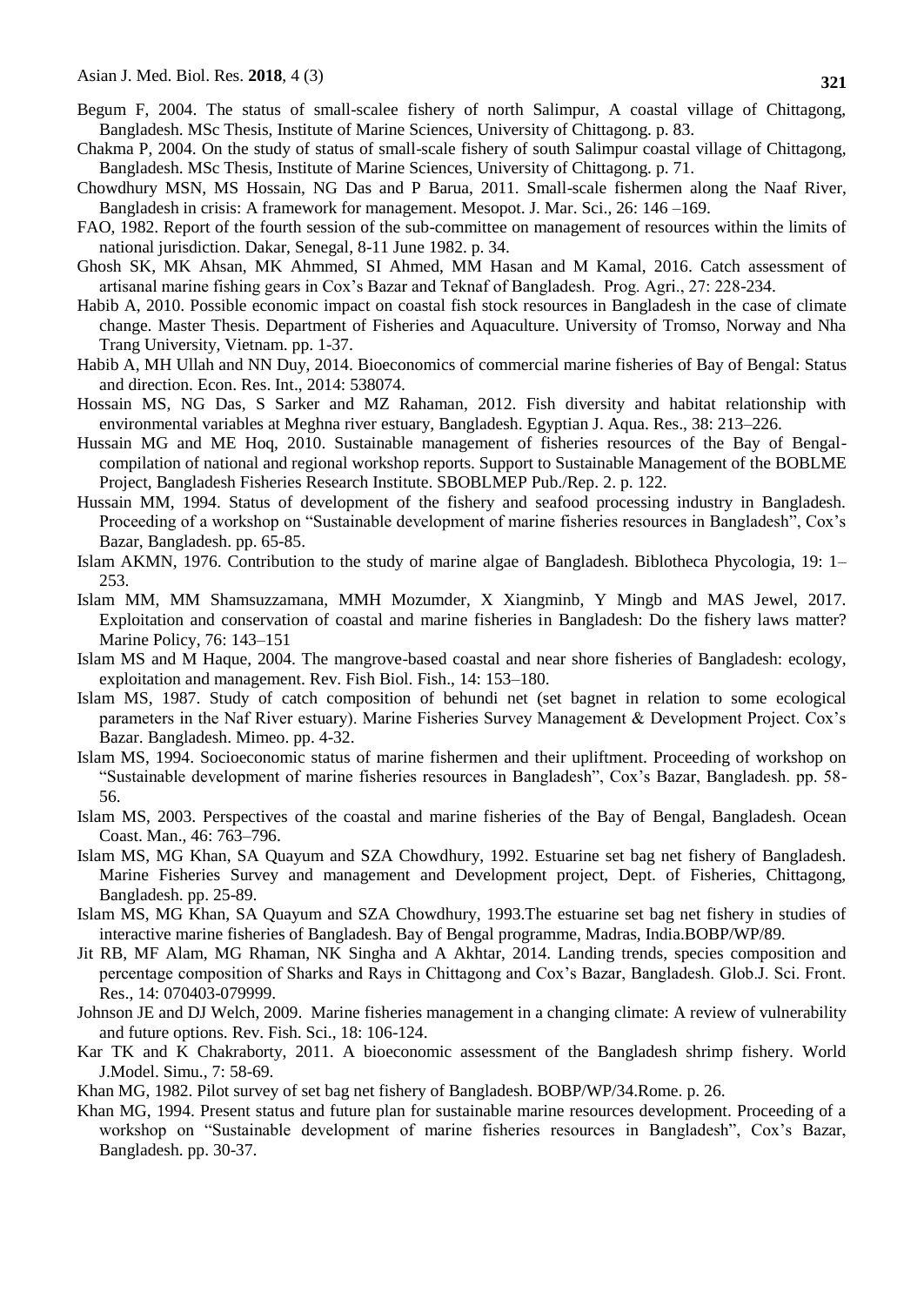Begum F, 2004. The status of small-scalee fishery of north Salimpur, A coastal village of Chittagong, Bangladesh. MSc Thesis, Institute of Marine Sciences, University of Chittagong. p. 83.

Chakma P, 2004. On the study of status of small-scale fishery of south Salimpur coastal village of Chittagong, Bangladesh. MSc Thesis, Institute of Marine Sciences, University of Chittagong. p. 71.

Chowdhury MSN, MS Hossain, NG Das and P Barua, 2011. Small-scale fishermen along the Naaf River, Bangladesh in crisis: A framework for management. Mesopot. J. Mar. Sci., 26: 146 –169.

FAO, 1982. Report of the fourth session of the sub-committee on management of resources within the limits of national jurisdiction. Dakar, Senegal, 8-11 June 1982. p. 34.

Ghosh SK, MK Ahsan, MK Ahmmed, SI Ahmed, MM Hasan and M Kamal, 2016. Catch assessment of artisanal marine fishing gears in Cox's Bazar and Teknaf of Bangladesh. Prog. Agri., 27: 228-234.

Habib A, 2010. Possible economic impact on coastal fish stock resources in Bangladesh in the case of climate change. Master Thesis. Department of Fisheries and Aquaculture. University of Tromso, Norway and Nha Trang University, Vietnam. pp. 1-37.

Habib A, MH Ullah and NN Duy, 2014. Bioeconomics of commercial marine fisheries of Bay of Bengal: Status and direction. Econ. Res. Int., 2014: 538074.

Hossain MS, NG Das, S Sarker and MZ Rahaman, 2012. Fish diversity and habitat relationship with environmental variables at Meghna river estuary, Bangladesh. Egyptian J. Aqua. Res., 38: 213–226.

Hussain MG and ME Hoq, 2010. Sustainable management of fisheries resources of the Bay of Bengal-compilation of national and regional workshop reports. Support to Sustainable Management of the BOBLME Project, Bangladesh Fisheries Research Institute. SBOBLMEP Pub./Rep. 2. p. 122.

Hussain MM, 1994. Status of development of the fishery and seafood processing industry in Bangladesh. Proceeding of a workshop on "Sustainable development of marine fisheries resources in Bangladesh", Cox's Bazar, Bangladesh. pp. 65-85.

Islam AKMN, 1976. Contribution to the study of marine algae of Bangladesh. Biblotheca Phycologia, 19: 1–253.

Islam MM, MM Shamsuzzamana, MMH Mozumder, X Xiangminb, Y Mingb and MAS Jewel, 2017. Exploitation and conservation of coastal and marine fisheries in Bangladesh: Do the fishery laws matter? Marine Policy, 76: 143–151

Islam MS and M Haque, 2004. The mangrove-based coastal and near shore fisheries of Bangladesh: ecology, exploitation and management. Rev. Fish Biol. Fish., 14: 153–180.

Islam MS, 1987. Study of catch composition of behundi net (set bagnet in relation to some ecological parameters in the Naf River estuary). Marine Fisheries Survey Management & Development Project. Cox's Bazar. Bangladesh. Mimeo. pp. 4-32.

Islam MS, 1994. Socioeconomic status of marine fishermen and their upliftment. Proceeding of workshop on "Sustainable development of marine fisheries resources in Bangladesh", Cox's Bazar, Bangladesh. pp. 58-56.

Islam MS, 2003. Perspectives of the coastal and marine fisheries of the Bay of Bengal, Bangladesh. Ocean Coast. Man., 46: 763–796.

Islam MS, MG Khan, SA Quayum and SZA Chowdhury, 1992. Estuarine set bag net fishery of Bangladesh. Marine Fisheries Survey and management and Development project, Dept. of Fisheries, Chittagong, Bangladesh. pp. 25-89.

Islam MS, MG Khan, SA Quayum and SZA Chowdhury, 1993.The estuarine set bag net fishery in studies of interactive marine fisheries of Bangladesh. Bay of Bengal programme, Madras, India.BOBP/WP/89.

Jit RB, MF Alam, MG Rhaman, NK Singha and A Akhtar, 2014. Landing trends, species composition and percentage composition of Sharks and Rays in Chittagong and Cox's Bazar, Bangladesh. Glob.J. Sci. Front. Res., 14: 070403-079999.

Johnson JE and DJ Welch, 2009. Marine fisheries management in a changing climate: A review of vulnerability and future options. Rev. Fish. Sci., 18: 106-124.

Kar TK and K Chakraborty, 2011. A bioeconomic assessment of the Bangladesh shrimp fishery. World J.Model. Simu., 7: 58-69.

Khan MG, 1982. Pilot survey of set bag net fishery of Bangladesh. BOBP/WP/34.Rome. p. 26.

Khan MG, 1994. Present status and future plan for sustainable marine resources development. Proceeding of a workshop on "Sustainable development of marine fisheries resources in Bangladesh", Cox's Bazar, Bangladesh. pp. 30-37.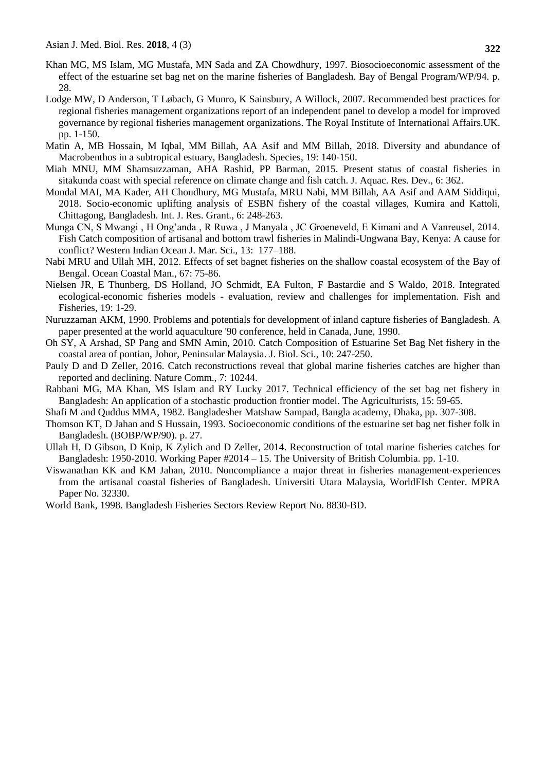Khan MG, MS Islam, MG Mustafa, MN Sada and ZA Chowdhury, 1997. Biosocioeconomic assessment of the effect of the estuarine set bag net on the marine fisheries of Bangladesh. Bay of Bengal Program/WP/94. p. 28.

Lodge MW, D Anderson, T Løbach, G Munro, K Sainsbury, A Willock, 2007. Recommended best practices for regional fisheries management organizations report of an independent panel to develop a model for improved governance by regional fisheries management organizations. The Royal Institute of International Affairs.UK. pp. 1-150.

Matin A, MB Hossain, M Iqbal, MM Billah, AA Asif and MM Billah, 2018. Diversity and abundance of Macrobenthos in a subtropical estuary, Bangladesh. Species, 19: 140-150.

Miah MNU, MM Shamsuzzaman, AHA Rashid, PP Barman, 2015. Present status of coastal fisheries in sitakunda coast with special reference on climate change and fish catch. J. Aquac. Res. Dev., 6: 362.

Mondal MAI, MA Kader, AH Choudhury, MG Mustafa, MRU Nabi, MM Billah, AA Asif and AAM Siddiqui, 2018. Socio-economic uplifting analysis of ESBN fishery of the coastal villages, Kumira and Kattoli, Chittagong, Bangladesh. Int. J. Res. Grant., 6: 248-263.

Munga CN, S Mwangi , H Ong'anda , R Ruwa , J Manyala , JC Groeneveld, E Kimani and A Vanreusel, 2014. Fish Catch composition of artisanal and bottom trawl fisheries in Malindi-Ungwana Bay, Kenya: A cause for conflict? Western Indian Ocean J. Mar. Sci., 13: 177–188.

Nabi MRU and Ullah MH, 2012. Effects of set bagnet fisheries on the shallow coastal ecosystem of the Bay of Bengal. Ocean Coastal Man., 67: 75-86.

Nielsen JR, E Thunberg, DS Holland, JO Schmidt, EA Fulton, F Bastardie and S Waldo, 2018. Integrated ecological-economic fisheries models - evaluation, review and challenges for implementation. Fish and Fisheries, 19: 1-29.

Nuruzzaman AKM, 1990. Problems and potentials for development of inland capture fisheries of Bangladesh. A paper presented at the world aquaculture '90 conference, held in Canada, June, 1990.

Oh SY, A Arshad, SP Pang and SMN Amin, 2010. Catch Composition of Estuarine Set Bag Net fishery in the coastal area of pontian, Johor, Peninsular Malaysia. J. Biol. Sci., 10: 247-250.

Pauly D and D Zeller, 2016. Catch reconstructions reveal that global marine fisheries catches are higher than reported and declining. Nature Comm., 7: 10244.

Rabbani MG, MA Khan, MS Islam and RY Lucky 2017. Technical efficiency of the set bag net fishery in Bangladesh: An application of a stochastic production frontier model. The Agriculturists, 15: 59-65.

Shafi M and Quddus MMA, 1982. Bangladesher Matshaw Sampad, Bangla academy, Dhaka, pp. 307-308.

Thomson KT, D Jahan and S Hussain, 1993. Socioeconomic conditions of the estuarine set bag net fisher folk in Bangladesh. (BOBP/WP/90). p. 27.

Ullah H, D Gibson, D Knip, K Zylich and D Zeller, 2014. Reconstruction of total marine fisheries catches for Bangladesh: 1950-2010. Working Paper #2014 – 15. The University of British Columbia. pp. 1-10.

Viswanathan KK and KM Jahan, 2010. Noncompliance a major threat in fisheries management-experiences from the artisanal coastal fisheries of Bangladesh. Universiti Utara Malaysia, WorldFIsh Center. MPRA Paper No. 32330.

World Bank, 1998. Bangladesh Fisheries Sectors Review Report No. 8830-BD.